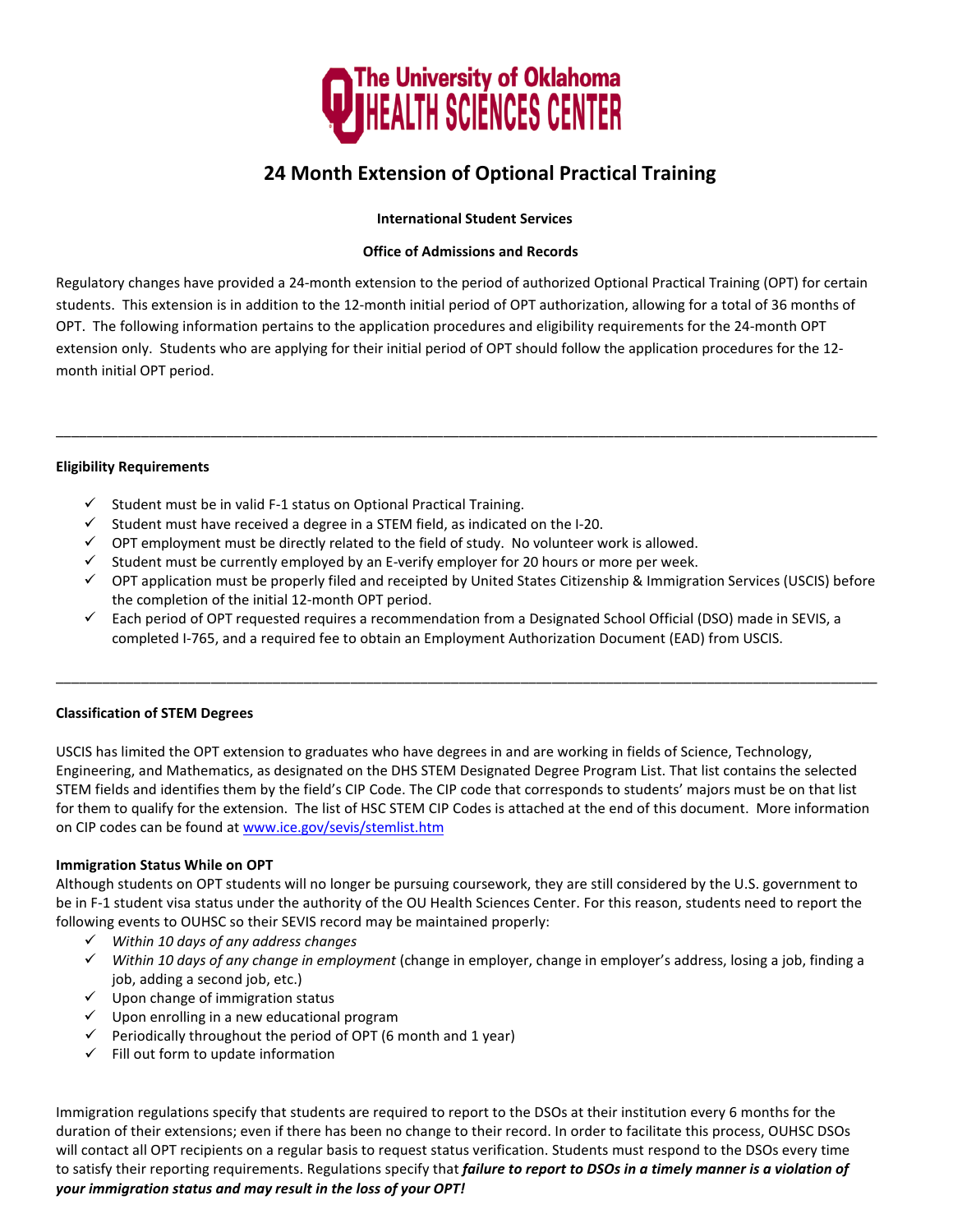The University of Oklahoma HEALTH SCIENCES CENTER

# 24 Month Extension of Optional Practical Training

**International Student Services**

**Office of Admissions and Records**

Regulatory changes have provided a 24-month extension to the period of authorized Optional Practical Training (OPT) for certain students. This extension is in addition to the 12-month initial period of OPT authorization, allowing for a total of 36 months of OPT. The following information pertains to the application procedures and eligibility requirements for the 24-month OPT extension only. Students who are applying for their initial period of OPT should follow the application procedures for the 12-month initial OPT period.

---

**Eligibility Requirements**

- ✓ Student must be in valid F-1 status on Optional Practical Training.
- ✓ Student must have received a degree in a STEM field, as indicated on the I-20.
- ✓ OPT employment must be directly related to the field of study. No volunteer work is allowed.
- ✓ Student must be currently employed by an E-verify employer for 20 hours or more per week.
- ✓ OPT application must be properly filed and receipted by United States Citizenship & Immigration Services (USCIS) before the completion of the initial 12-month OPT period.
- ✓ Each period of OPT requested requires a recommendation from a Designated School Official (DSO) made in SEVIS, a completed I-765, and a required fee to obtain an Employment Authorization Document (EAD) from USCIS.

---

**Classification of STEM Degrees**

USCIS has limited the OPT extension to graduates who have degrees in and are working in fields of Science, Technology, Engineering, and Mathematics, as designated on the DHS STEM Designated Degree Program List. That list contains the selected STEM fields and identifies them by the field's CIP Code. The CIP code that corresponds to students' majors must be on that list for them to qualify for the extension. The list of HSC STEM CIP Codes is attached at the end of this document. More information on CIP codes can be found at www.ice.gov/sevis/stemlist.htm

**Immigration Status While on OPT**

Although students on OPT students will no longer be pursuing coursework, they are still considered by the U.S. government to be in F-1 student visa status under the authority of the OU Health Sciences Center. For this reason, students need to report the following events to OUHSC so their SEVIS record may be maintained properly:

- ✓ *Within 10 days of any address changes*
- ✓ *Within 10 days of any change in employment* (change in employer, change in employer's address, losing a job, finding a job, adding a second job, etc.)
- ✓ Upon change of immigration status
- ✓ Upon enrolling in a new educational program
- ✓ Periodically throughout the period of OPT (6 month and 1 year)
- ✓ Fill out form to update information

Immigration regulations specify that students are required to report to the DSOs at their institution every 6 months for the duration of their extensions; even if there has been no change to their record. In order to facilitate this process, OUHSC DSOs will contact all OPT recipients on a regular basis to request status verification. Students must respond to the DSOs every time to satisfy their reporting requirements. Regulations specify that ***failure to report to DSOs in a timely manner is a violation of your immigration status and may result in the loss of your OPT!***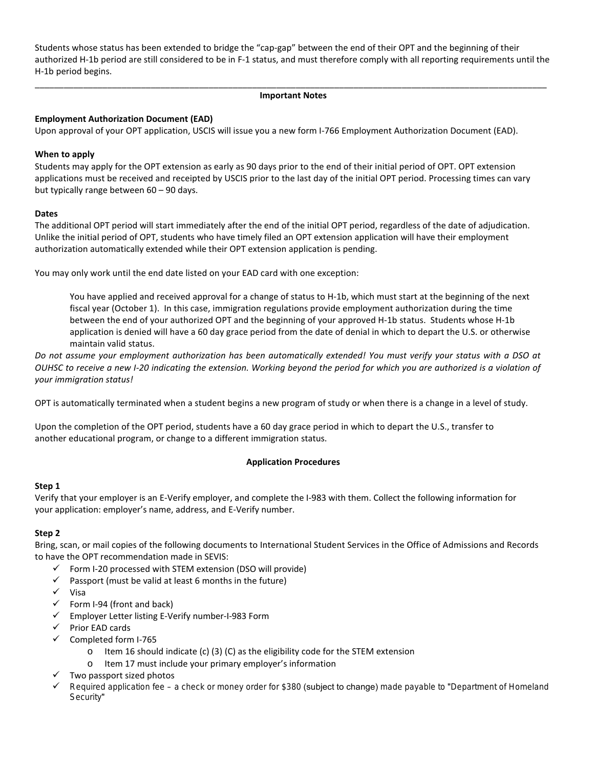Students whose status has been extended to bridge the "cap-gap" between the end of their OPT and the beginning of their authorized H-1b period are still considered to be in F-1 status, and must therefore comply with all reporting requirements until the H-1b period begins.

---

## Important Notes

**Employment Authorization Document (EAD)**
Upon approval of your OPT application, USCIS will issue you a new form I-766 Employment Authorization Document (EAD).

**When to apply**
Students may apply for the OPT extension as early as 90 days prior to the end of their initial period of OPT. OPT extension applications must be received and receipted by USCIS prior to the last day of the initial OPT period. Processing times can vary but typically range between 60 – 90 days.

**Dates**
The additional OPT period will start immediately after the end of the initial OPT period, regardless of the date of adjudication. Unlike the initial period of OPT, students who have timely filed an OPT extension application will have their employment authorization automatically extended while their OPT extension application is pending.

You may only work until the end date listed on your EAD card with one exception:

> You have applied and received approval for a change of status to H-1b, which must start at the beginning of the next fiscal year (October 1). In this case, immigration regulations provide employment authorization during the time between the end of your authorized OPT and the beginning of your approved H-1b status. Students whose H-1b application is denied will have a 60 day grace period from the date of denial in which to depart the U.S. or otherwise maintain valid status.

*Do not assume your employment authorization has been automatically extended! You must verify your status with a DSO at OUHSC to receive a new I-20 indicating the extension. Working beyond the period for which you are authorized is a violation of your immigration status!*

OPT is automatically terminated when a student begins a new program of study or when there is a change in a level of study.

Upon the completion of the OPT period, students have a 60 day grace period in which to depart the U.S., transfer to another educational program, or change to a different immigration status.

## Application Procedures

**Step 1**
Verify that your employer is an E-Verify employer, and complete the I-983 with them. Collect the following information for your application: employer's name, address, and E-Verify number.

**Step 2**
Bring, scan, or mail copies of the following documents to International Student Services in the Office of Admissions and Records to have the OPT recommendation made in SEVIS:

- ✓ Form I-20 processed with STEM extension (DSO will provide)
- ✓ Passport (must be valid at least 6 months in the future)
- ✓ Visa
- ✓ Form I-94 (front and back)
- ✓ Employer Letter listing E-Verify number-I-983 Form
- ✓ Prior EAD cards
- ✓ Completed form I-765
    - o Item 16 should indicate (c) (3) (C) as the eligibility code for the STEM extension
    - o Item 17 must include your primary employer's information
- ✓ Two passport sized photos
- ✓ Required application fee – a check or money order for $380 (subject to change) made payable to "Department of Homeland Security"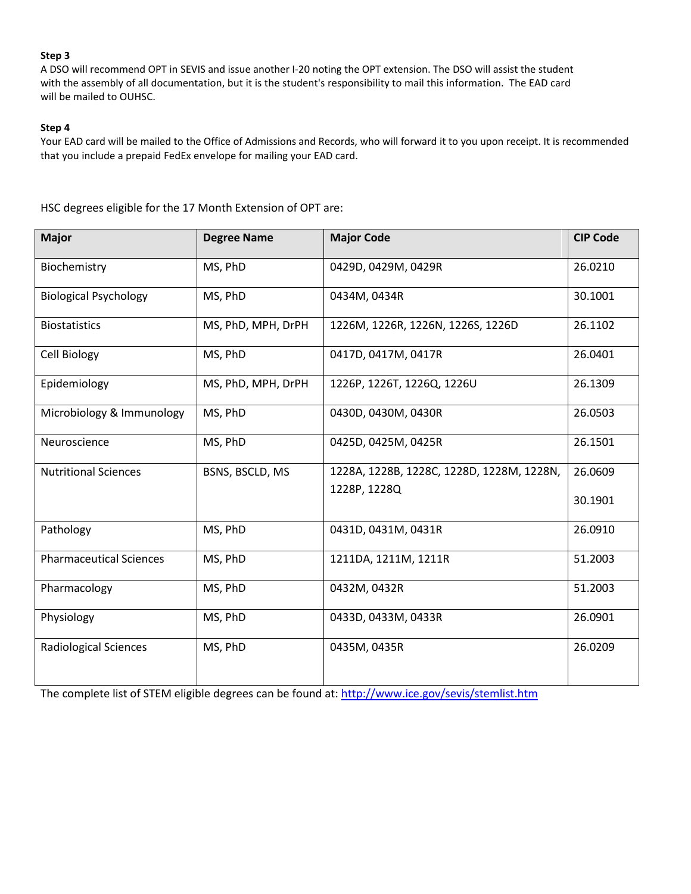**Step 3**
A DSO will recommend OPT in SEVIS and issue another I-20 noting the OPT extension. The DSO will assist the student with the assembly of all documentation, but it is the student's responsibility to mail this information. The EAD card will be mailed to OUHSC.

**Step 4**
Your EAD card will be mailed to the Office of Admissions and Records, who will forward it to you upon receipt. It is recommended that you include a prepaid FedEx envelope for mailing your EAD card.

HSC degrees eligible for the 17 Month Extension of OPT are:

| Major | Degree Name | Major Code | CIP Code |
|---|---|---|---|
| Biochemistry | MS, PhD | 0429D, 0429M, 0429R | 26.0210 |
| Biological Psychology | MS, PhD | 0434M, 0434R | 30.1001 |
| Biostatistics | MS, PhD, MPH, DrPH | 1226M, 1226R, 1226N, 1226S, 1226D | 26.1102 |
| Cell Biology | MS, PhD | 0417D, 0417M, 0417R | 26.0401 |
| Epidemiology | MS, PhD, MPH, DrPH | 1226P, 1226T, 1226Q, 1226U | 26.1309 |
| Microbiology & Immunology | MS, PhD | 0430D, 0430M, 0430R | 26.0503 |
| Neuroscience | MS, PhD | 0425D, 0425M, 0425R | 26.1501 |
| Nutritional Sciences | BSNS, BSCLD, MS | 1228A, 1228B, 1228C, 1228D, 1228M, 1228N, 1228P, 1228Q | 26.0609<br>30.1901 |
| Pathology | MS, PhD | 0431D, 0431M, 0431R | 26.0910 |
| Pharmaceutical Sciences | MS, PhD | 1211DA, 1211M, 1211R | 51.2003 |
| Pharmacology | MS, PhD | 0432M, 0432R | 51.2003 |
| Physiology | MS, PhD | 0433D, 0433M, 0433R | 26.0901 |
| Radiological Sciences | MS, PhD | 0435M, 0435R | 26.0209 |

The complete list of STEM eligible degrees can be found at: http://www.ice.gov/sevis/stemlist.htm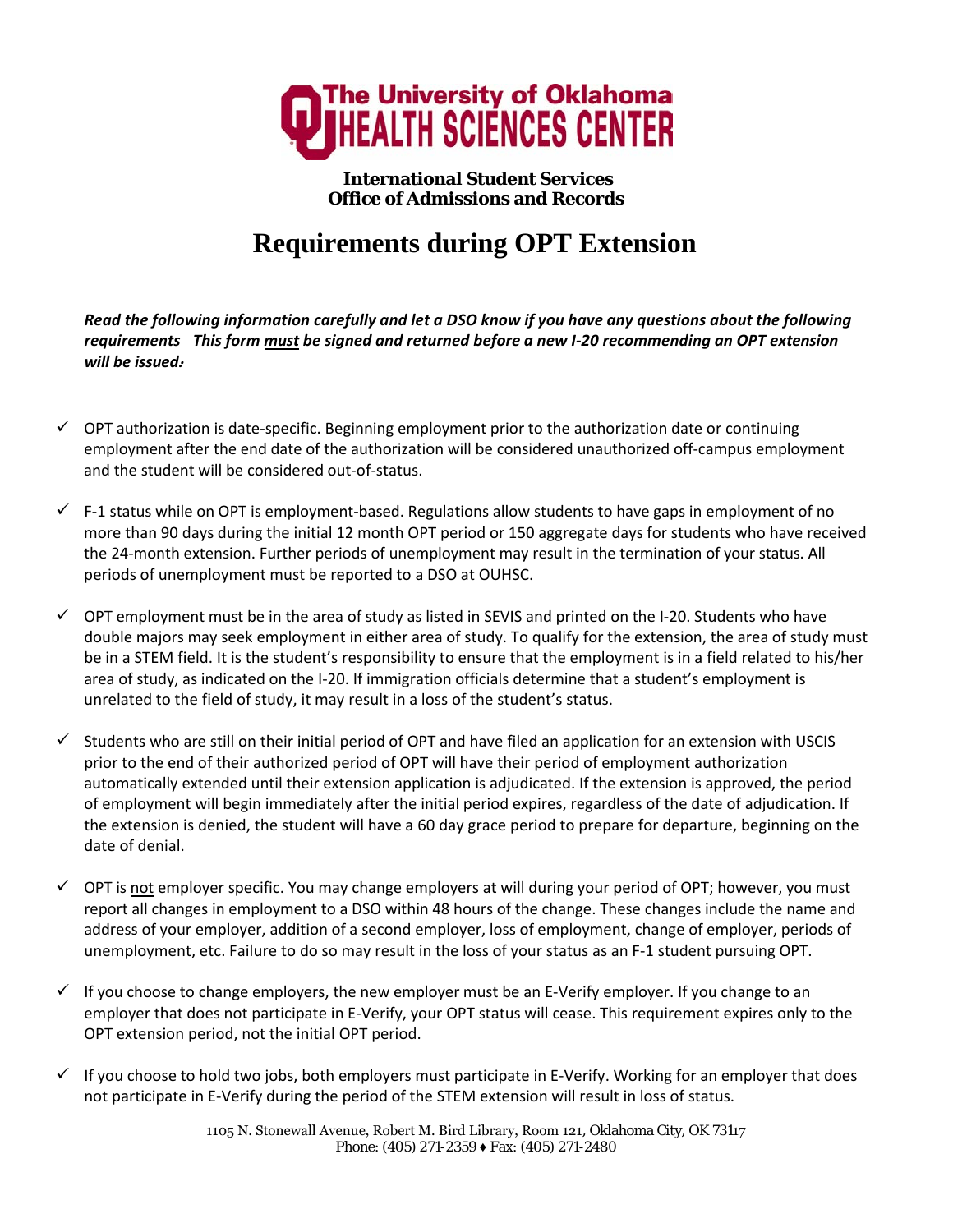**The University of Oklahoma HEALTH SCIENCES CENTER**

**International Student Services**
**Office of Admissions and Records**

# Requirements during OPT Extension

***Read the following information carefully and let a DSO know if you have any questions about the following requirements This form <u>must</u> be signed and returned before a new I-20 recommending an OPT extension will be issued:***

- ✓ OPT authorization is date-specific. Beginning employment prior to the authorization date or continuing employment after the end date of the authorization will be considered unauthorized off-campus employment and the student will be considered out-of-status.

- ✓ F-1 status while on OPT is employment-based. Regulations allow students to have gaps in employment of no more than 90 days during the initial 12 month OPT period or 150 aggregate days for students who have received the 24-month extension. Further periods of unemployment may result in the termination of your status. All periods of unemployment must be reported to a DSO at OUHSC.

- ✓ OPT employment must be in the area of study as listed in SEVIS and printed on the I-20. Students who have double majors may seek employment in either area of study. To qualify for the extension, the area of study must be in a STEM field. It is the student's responsibility to ensure that the employment is in a field related to his/her area of study, as indicated on the I-20. If immigration officials determine that a student's employment is unrelated to the field of study, it may result in a loss of the student's status.

- ✓ Students who are still on their initial period of OPT and have filed an application for an extension with USCIS prior to the end of their authorized period of OPT will have their period of employment authorization automatically extended until their extension application is adjudicated. If the extension is approved, the period of employment will begin immediately after the initial period expires, regardless of the date of adjudication. If the extension is denied, the student will have a 60 day grace period to prepare for departure, beginning on the date of denial.

- ✓ OPT is <u>not</u> employer specific. You may change employers at will during your period of OPT; however, you must report all changes in employment to a DSO within 48 hours of the change. These changes include the name and address of your employer, addition of a second employer, loss of employment, change of employer, periods of unemployment, etc. Failure to do so may result in the loss of your status as an F-1 student pursuing OPT.

- ✓ If you choose to change employers, the new employer must be an E-Verify employer. If you change to an employer that does not participate in E-Verify, your OPT status will cease. This requirement expires only to the OPT extension period, not the initial OPT period.

- ✓ If you choose to hold two jobs, both employers must participate in E-Verify. Working for an employer that does not participate in E-Verify during the period of the STEM extension will result in loss of status.

1105 N. Stonewall Avenue, Robert M. Bird Library, Room 121, Oklahoma City, OK 73117
Phone: (405) 271-2359 ♦ Fax: (405) 271-2480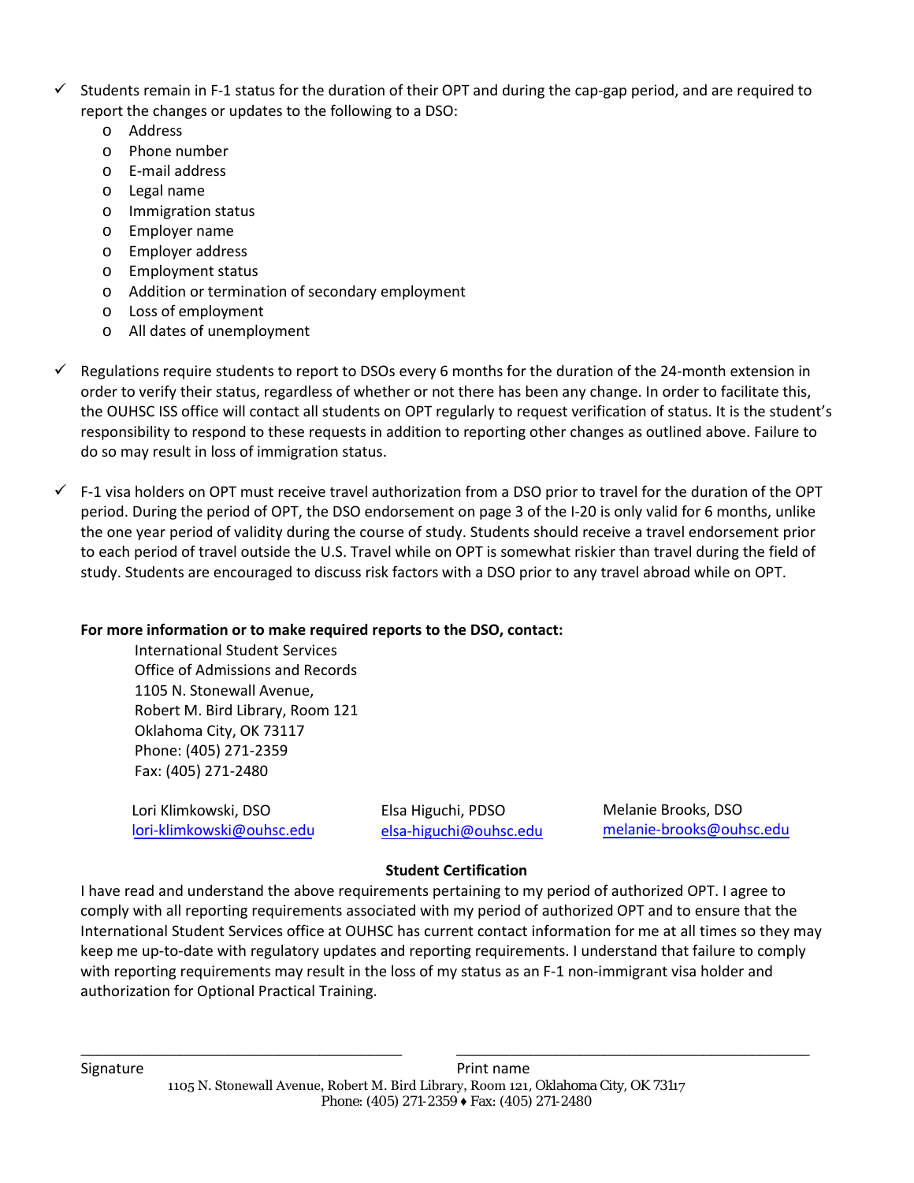- ✓ Students remain in F-1 status for the duration of their OPT and during the cap-gap period, and are required to report the changes or updates to the following to a DSO:
  - Address
  - Phone number
  - E-mail address
  - Legal name
  - Immigration status
  - Employer name
  - Employer address
  - Employment status
  - Addition or termination of secondary employment
  - Loss of employment
  - All dates of unemployment

- ✓ Regulations require students to report to DSOs every 6 months for the duration of the 24-month extension in order to verify their status, regardless of whether or not there has been any change. In order to facilitate this, the OUHSC ISS office will contact all students on OPT regularly to request verification of status. It is the student's responsibility to respond to these requests in addition to reporting other changes as outlined above. Failure to do so may result in loss of immigration status.

- ✓ F-1 visa holders on OPT must receive travel authorization from a DSO prior to travel for the duration of the OPT period. During the period of OPT, the DSO endorsement on page 3 of the I-20 is only valid for 6 months, unlike the one year period of validity during the course of study. Students should receive a travel endorsement prior to each period of travel outside the U.S. Travel while on OPT is somewhat riskier than travel during the field of study. Students are encouraged to discuss risk factors with a DSO prior to any travel abroad while on OPT.

**For more information or to make required reports to the DSO, contact:**

International Student Services
Office of Admissions and Records
1105 N. Stonewall Avenue,
Robert M. Bird Library, Room 121
Oklahoma City, OK 73117
Phone: (405) 271-2359
Fax: (405) 271-2480

Lori Klimkowski, DSO
lori-klimkowski@ouhsc.edu

Elsa Higuchi, PDSO
elsa-higuchi@ouhsc.edu

Melanie Brooks, DSO
melanie-brooks@ouhsc.edu

**Student Certification**

I have read and understand the above requirements pertaining to my period of authorized OPT. I agree to comply with all reporting requirements associated with my period of authorized OPT and to ensure that the International Student Services office at OUHSC has current contact information for me at all times so they may keep me up-to-date with regulatory updates and reporting requirements. I understand that failure to comply with reporting requirements may result in the loss of my status as an F-1 non-immigrant visa holder and authorization for Optional Practical Training.

_______________________________________ _______________________________________

Signature Print name